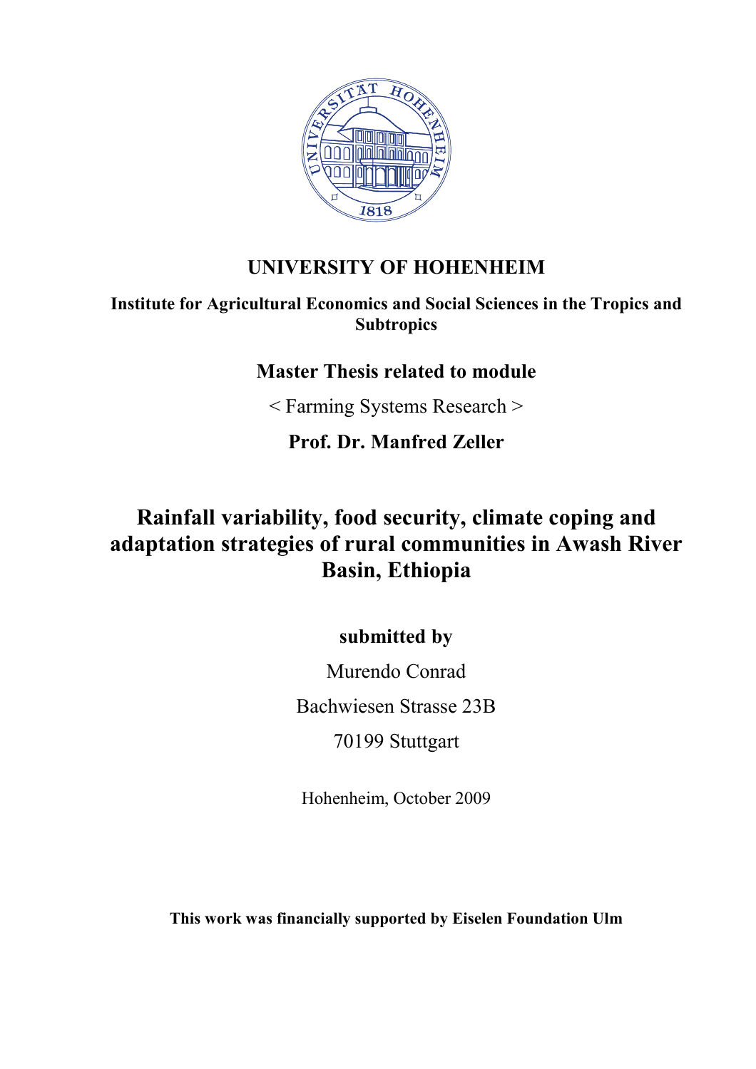**UNIVERSITY OF HOHENHEIM**

**Institute for Agricultural Economics and Social Sciences in the Tropics and Subtropics**

**Master Thesis related to module**

< Farming Systems Research >

**Prof. Dr. Manfred Zeller**

# Rainfall variability, food security, climate coping and adaptation strategies of rural communities in Awash River Basin, Ethiopia

**submitted by**

Murendo Conrad

Bachwiesen Strasse 23B

70199 Stuttgart

Hohenheim, October 2009

**This work was financially supported by Eiselen Foundation Ulm**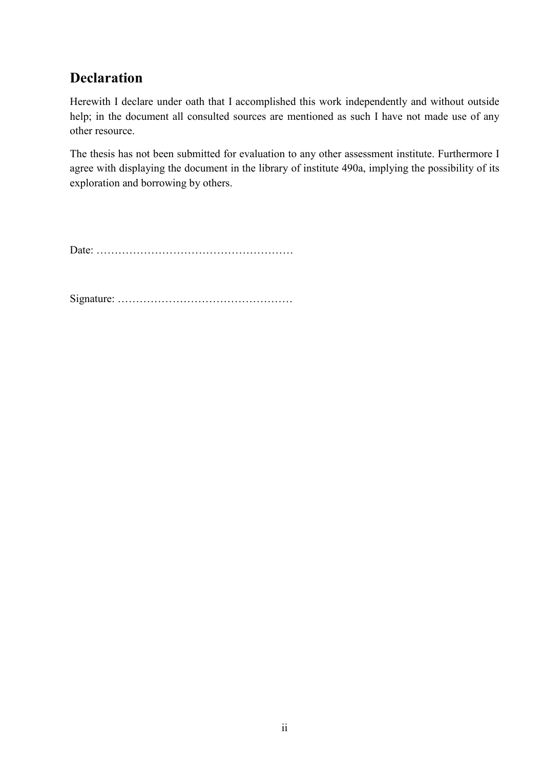## Declaration

Herewith I declare under oath that I accomplished this work independently and without outside help; in the document all consulted sources are mentioned as such I have not made use of any other resource.

The thesis has not been submitted for evaluation to any other assessment institute. Furthermore I agree with displaying the document in the library of institute 490a, implying the possibility of its exploration and borrowing by others.

Date: ………………………………………………

Signature: …………………………………………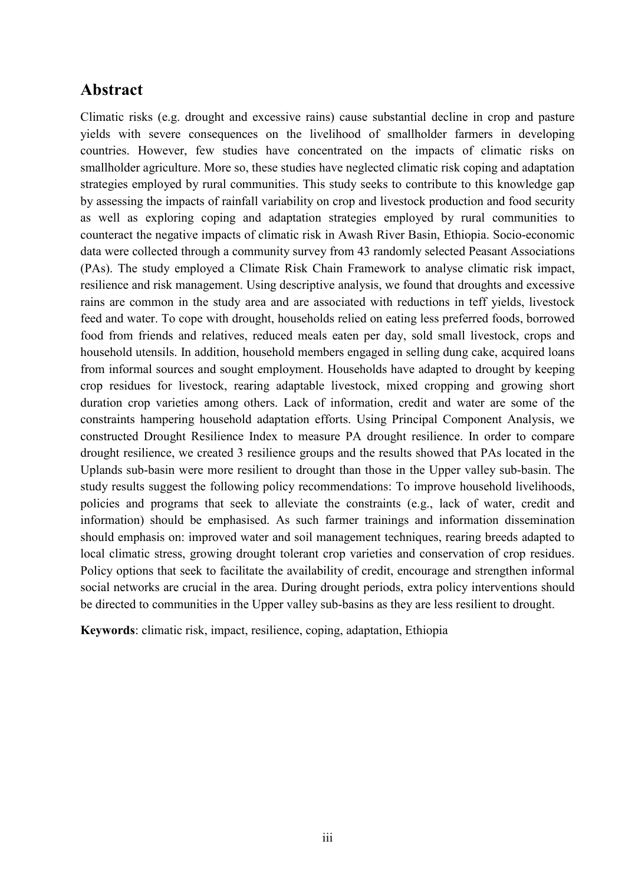## Abstract

Climatic risks (e.g. drought and excessive rains) cause substantial decline in crop and pasture yields with severe consequences on the livelihood of smallholder farmers in developing countries. However, few studies have concentrated on the impacts of climatic risks on smallholder agriculture. More so, these studies have neglected climatic risk coping and adaptation strategies employed by rural communities. This study seeks to contribute to this knowledge gap by assessing the impacts of rainfall variability on crop and livestock production and food security as well as exploring coping and adaptation strategies employed by rural communities to counteract the negative impacts of climatic risk in Awash River Basin, Ethiopia. Socio-economic data were collected through a community survey from 43 randomly selected Peasant Associations (PAs). The study employed a Climate Risk Chain Framework to analyse climatic risk impact, resilience and risk management. Using descriptive analysis, we found that droughts and excessive rains are common in the study area and are associated with reductions in teff yields, livestock feed and water. To cope with drought, households relied on eating less preferred foods, borrowed food from friends and relatives, reduced meals eaten per day, sold small livestock, crops and household utensils. In addition, household members engaged in selling dung cake, acquired loans from informal sources and sought employment. Households have adapted to drought by keeping crop residues for livestock, rearing adaptable livestock, mixed cropping and growing short duration crop varieties among others. Lack of information, credit and water are some of the constraints hampering household adaptation efforts. Using Principal Component Analysis, we constructed Drought Resilience Index to measure PA drought resilience. In order to compare drought resilience, we created 3 resilience groups and the results showed that PAs located in the Uplands sub-basin were more resilient to drought than those in the Upper valley sub-basin. The study results suggest the following policy recommendations: To improve household livelihoods, policies and programs that seek to alleviate the constraints (e.g., lack of water, credit and information) should be emphasised. As such farmer trainings and information dissemination should emphasis on: improved water and soil management techniques, rearing breeds adapted to local climatic stress, growing drought tolerant crop varieties and conservation of crop residues. Policy options that seek to facilitate the availability of credit, encourage and strengthen informal social networks are crucial in the area. During drought periods, extra policy interventions should be directed to communities in the Upper valley sub-basins as they are less resilient to drought.

**Keywords**: climatic risk, impact, resilience, coping, adaptation, Ethiopia